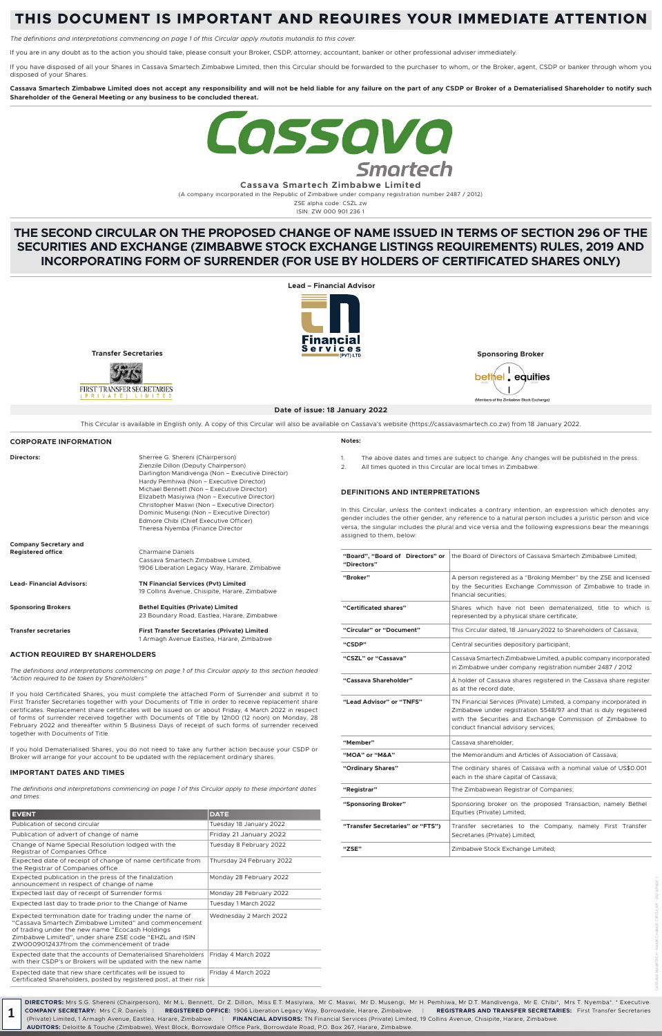# THIS DOCUMENT IS IMPORTANT AND REQUIRES YOUR IMMEDIATE ATTENTION

*The definitions and interpretations commencing on page 1 of this Circular apply mutatis mutandis to this cover.*

If you are in any doubt as to the action you should take, please consult your Broker, CSDP, attorney, accountant, banker or other professional adviser immediately.

If you have disposed of all your Shares in Cassava Smartech Zimbabwe Limited, then this Circular should be forwarded to the purchaser to whom, or the Broker, agent, CSDP or banker through whom you disposed of your Shares.

**Cassava Smartech Zimbabwe Limited does not accept any responsibility and will not be held liable for any failure on the part of any CSDP or Broker of a Dematerialised Shareholder to notify such Shareholder of the General Meeting or any business to be concluded thereat.**

**Cassava Smartech Zimbabwe Limited**

(A company incorporated in the Republic of Zimbabwe under company registration number 2487 / 2012)

ZSE alpha code: CSZL.zw

ISIN: ZW 000 901 236 1

# THE SECOND CIRCULAR ON THE PROPOSED CHANGE OF NAME ISSUED IN TERMS OF SECTION 296 OF THE SECURITIES AND EXCHANGE (ZIMBABWE STOCK EXCHANGE LISTINGS REQUIREMENTS) RULES, 2019 AND INCORPORATING FORM OF SURRENDER (FOR USE BY HOLDERS OF CERTIFICATED SHARES ONLY)

**Lead – Financial Advisor**

**Transfer Secretaries**

**Sponsoring Broker**

(Members of the Zimbabwe Stock Exchange)

**Date of issue: 18 January 2022**

This Circular is available in English only. A copy of this Circular will also be available on Cassava's website (https://cassavasmartech.co.zw) from 18 January 2022.

## CORPORATE INFORMATION

**Directors:**
Sherree G. Shereni (Chairperson)
Zienzile Dillon (Deputy Chairperson)
Darlington Mandivenga (Non – Executive Director)
Hardy Pemhiwa (Non – Executive Director)
Michael Bennett (Non – Executive Director)
Elizabeth Masiyiwa (Non – Executive Director)
Christopher Maswi (Non – Executive Director)
Dominic Musengi (Non – Executive Director)
Edmore Chibi (Chief Executive Officer)
Theresa Nyemba (Finance Director)

**Company Secretary and Registered office**:
Charmaine Daniels
Cassava Smartech Zimbabwe Limited,
1906 Liberation Legacy Way, Harare, Zimbabwe

**Lead- Financial Advisors:**
**TN Financial Services (Pvt) Limited**
19 Collins Avenue, Chisipite, Harare, Zimbabwe

**Sponsoring Brokers**
**Bethel Equities (Private) Limited**
23 Boundary Road, Eastlea, Harare, Zimbabwe

**Transfer secretaries**
**First Transfer Secretaries (Private) Limited**
1 Armagh Avenue Eastlea, Harare, Zimbabwe

## ACTION REQUIRED BY SHAREHOLDERS

*The definitions and interpretations commencing on page 1 of this Circular apply to this section headed "Action required to be taken by Shareholders"*

If you hold Certificated Shares, you must complete the attached Form of Surrender and submit it to First Transfer Secretaries together with your Documents of Title in order to receive replacement share certificates. Replacement share certificates will be issued on or about Friday, 4 March 2022 in respect of forms of surrender received together with Documents of Title by 12h00 (12 noon) on Monday, 28 February 2022 and thereafter within 5 Business Days of receipt of such forms of surrender received together with Documents of Title.

If you hold Dematerialised Shares, you do not need to take any further action because your CSDP or Broker will arrange for your account to be updated with the replacement ordinary shares.

## IMPORTANT DATES AND TIMES

*The definitions and interpretations commencing on page 1 of this Circular apply to these important dates and times:*

| EVENT | DATE |
|---|---|
| Publication of second circular | Tuesday 18 January 2022 |
| Publication of advert of change of name | Friday 21 January 2022 |
| Change of Name Special Resolution lodged with the Registrar of Companies Office | Tuesday 8 February 2022 |
| Expected date of receipt of change of name certificate from the Registrar of Companies office | Thursday 24 February 2022 |
| Expected publication in the press of the finalization announcement in respect of change of name | Monday 28 February 2022 |
| Expected last day of receipt of Surrender forms | Monday 28 February 2022 |
| Expected last day to trade prior to the Change of Name | Tuesday 1 March 2022 |
| Expected termination date for trading under the name of "Cassava Smartech Zimbabwe Limited" and commencement of trading under the new name "Ecocash Holdings Zimbabwe Limited", under share ZSE code "EHZL and ISIN ZW0009012437from the commencement of trade | Wednesday 2 March 2022 |
| Expected date that the accounts of Dematerialised Shareholders with their CSDP's or Brokers will be updated with the new name | Friday 4 March 2022 |
| Expected date that new share certificates will be issued to Certificated Shareholders, posted by registered post, at their risk | Friday 4 March 2022 |

**Notes:**

1. The above dates and times are subject to change. Any changes will be published in the press.
2. All times quoted in this Circular are local times in Zimbabwe.

## DEFINITIONS AND INTERPRETATIONS

In this Circular, unless the context indicates a contrary intention, an expression which denotes any gender includes the other gender, any reference to a natural person includes a juristic person and vice versa, the singular includes the plural and vice versa and the following expressions bear the meanings assigned to them, below:

| | |
|---|---|
| **"Board", "Board of Directors" or "Directors"** | the Board of Directors of Cassava Smartech Zimbabwe Limited; |
| **"Broker"** | A person registered as a "Broking Member" by the ZSE and licensed by the Securities Exchange Commission of Zimbabwe to trade in financial securities; |
| **"Certificated shares"** | Shares which have not been dematerialized, title to which is represented by a physical share certificate; |
| **"Circular" or "Document"** | This Circular dated, 18 January2022 to Shareholders of Cassava; |
| **"CSDP"** | Central securities depository participant; |
| **"CSZL" or "Cassava"** | Cassava Smartech Zimbabwe Limited, a public company incorporated in Zimbabwe under company registration number 2487 / 2012 |
| **"Cassava Shareholder"** | A holder of Cassava shares registered in the Cassava share register as at the record date; |
| **"Lead Advisor" or "TNFS"** | TN Financial Services (Private) Limited, a company incorporated in Zimbabwe under registration 5548/97 and that is duly registered with the Securities and Exchange Commission of Zimbabwe to conduct financial advisory services; |
| **"Member"** | Cassava shareholder; |
| **"MOA" or "M&A"** | the Memorandum and Articles of Association of Cassava; |
| **"Ordinary Shares"** | The ordinary shares of Cassava with a nominal value of US$0.001 each in the share capital of Cassava; |
| **"Registrar"** | The Zimbabwean Registrar of Companies; |
| **"Sponsoring Broker"** | Sponsoring broker on the proposed Transaction, namely Bethel Equities (Private) Limited; |
| **"Transfer Secretaries" or "FTS")** | Transfer secretaries to the Company, namely First Transfer Secretaries (Private) Limited; |
| **"ZSE"** | Zimbabwe Stock Exchange Limited; |

**DIRECTORS:** Mrs S.G. Shereni (Chairperson), Mr M.L. Bennett, Dr Z. Dillon, Miss E.T. Masiyiwa, Mr C. Maswi, Mr D. Musengi, Mr H. Pemhiwa, Mr D.T. Mandivenga, Mr E. Chibi*, Mrs T. Nyemba*. * Executive.
**COMPANY SECRETARY:** Mrs C.R. Daniels | **REGISTERED OFFICE:** 1906 Liberation Legacy Way, Borrowdale, Harare, Zimbabwe. | **REGISTRARS AND TRANSFER SECRETARIES:** First Transfer Secretaries (Private) Limited, 1 Armagh Avenue, Eastlea, Harare, Zimbabwe. | **FINANCIAL ADVISORS:** TN Financial Services (Private) Limited, 19 Collins Avenue, Chisipite, Harare, Zimbabwe.
**AUDITORS:** Deloitte & Touche (Zimbabwe), West Block, Borrowdale Office Park, Borrowdale Road, P.O. Box 267, Harare, Zimbabwe.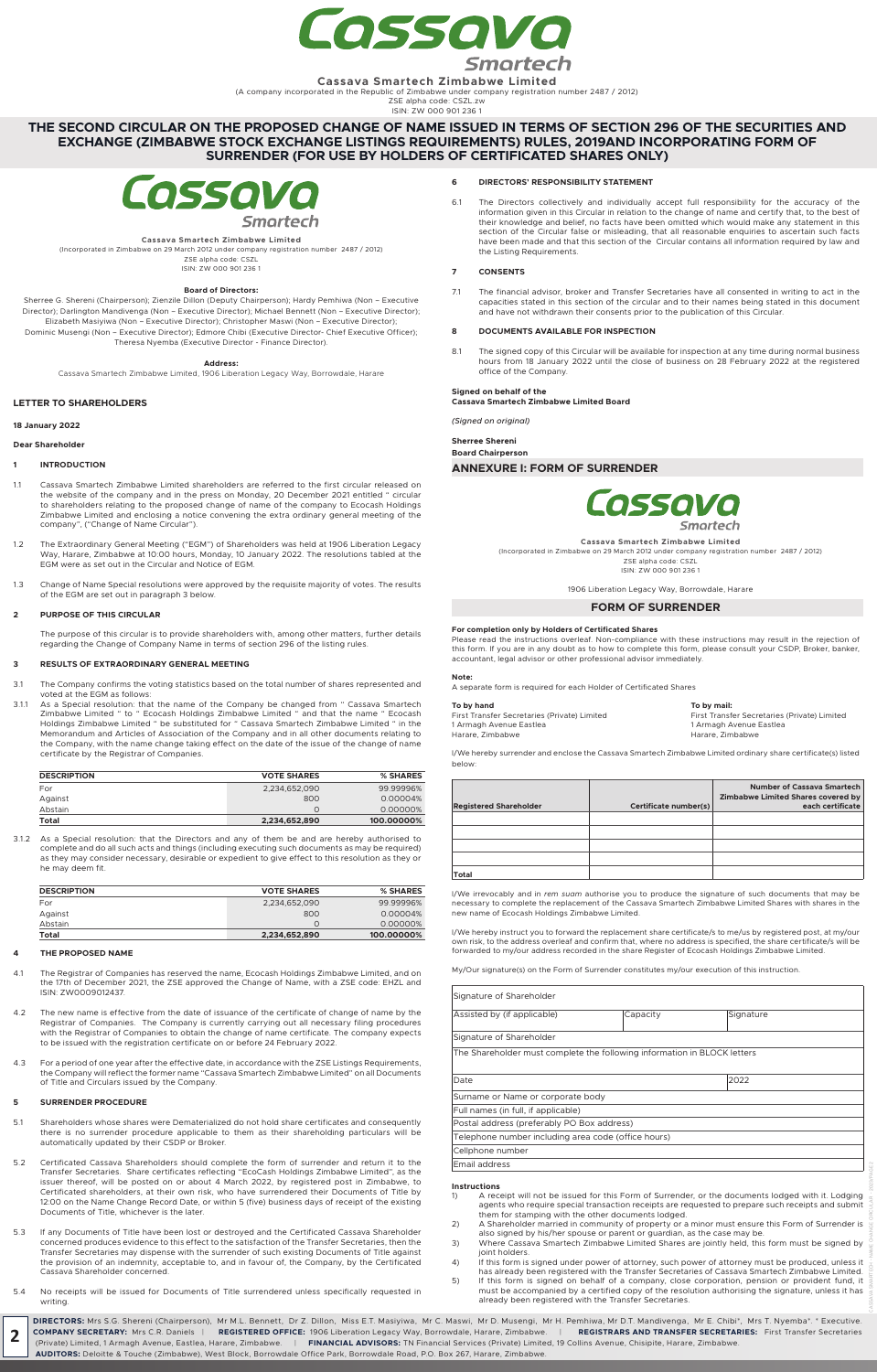# Cassava Smartech

**Cassava Smartech Zimbabwe Limited**
(A company incorporated in the Republic of Zimbabwe under company registration number 2487 / 2012)
ZSE alpha code: CSZL.zw
ISIN: ZW 000 901 236 1

## THE SECOND CIRCULAR ON THE PROPOSED CHANGE OF NAME ISSUED IN TERMS OF SECTION 296 OF THE SECURITIES AND EXCHANGE (ZIMBABWE STOCK EXCHANGE LISTINGS REQUIREMENTS) RULES, 2019AND INCORPORATING FORM OF SURRENDER (FOR USE BY HOLDERS OF CERTIFICATED SHARES ONLY)

**Cassava Smartech Zimbabwe Limited**
(Incorporated in Zimbabwe on 29 March 2012 under company registration number 2487 / 2012)
ZSE alpha code: CSZL
ISIN: ZW 000 901 236 1

**Board of Directors:**
Sherree G. Shereni (Chairperson); Zienzile Dillon (Deputy Chairperson); Hardy Pemhiwa (Non – Executive Director); Darlington Mandivenga (Non – Executive Director); Michael Bennett (Non – Executive Director); Elizabeth Masiyiwa (Non – Executive Director); Christopher Maswi (Non – Executive Director); Dominic Musengi (Non – Executive Director); Edmore Chibi (Executive Director- Chief Executive Officer); Theresa Nyemba (Executive Director - Finance Director).

**Address:**
Cassava Smartech Zimbabwe Limited, 1906 Liberation Legacy Way, Borrowdale, Harare

### LETTER TO SHAREHOLDERS

**18 January 2022**

**Dear Shareholder**

#### 1 INTRODUCTION

1.1 Cassava Smartech Zimbabwe Limited shareholders are referred to the first circular released on the website of the company and in the press on Monday, 20 December 2021 entitled " circular to shareholders relating to the proposed change of name of the company to Ecocash Holdings Zimbabwe Limited and enclosing a notice convening the extra ordinary general meeting of the company", ("Change of Name Circular").

1.2 The Extraordinary General Meeting ("EGM") of Shareholders was held at 1906 Liberation Legacy Way, Harare, Zimbabwe at 10:00 hours, Monday, 10 January 2022. The resolutions tabled at the EGM were as set out in the Circular and Notice of EGM.

1.3 Change of Name Special resolutions were approved by the requisite majority of votes. The results of the EGM are set out in paragraph 3 below.

#### 2 PURPOSE OF THIS CIRCULAR

The purpose of this circular is to provide shareholders with, among other matters, further details regarding the Change of Company Name in terms of section 296 of the listing rules.

#### 3 RESULTS OF EXTRAORDINARY GENERAL MEETING

3.1 The Company confirms the voting statistics based on the total number of shares represented and voted at the EGM as follows:

3.1.1 As a Special resolution: that the name of the Company be changed from " Cassava Smartech Zimbabwe Limited " to " Ecocash Holdings Zimbabwe Limited " and that the name " Ecocash Holdings Zimbabwe Limited " be substituted for " Cassava Smartech Zimbabwe Limited " in the Memorandum and Articles of Association of the Company and in all other documents relating to the Company, with the name change taking effect on the date of the issue of the change of name certificate by the Registrar of Companies.

| DESCRIPTION | VOTE SHARES | % SHARES |
|---|---|---|
| For | 2,234,652,090 | 99.99996% |
| Against | 800 | 0.00004% |
| Abstain | 0 | 0.00000% |
| **Total** | **2,234,652,890** | **100.00000%** |

3.1.2 As a Special resolution: that the Directors and any of them be and are hereby authorised to complete and do all such acts and things (including executing such documents as may be required) as they may consider necessary, desirable or expedient to give effect to this resolution as they or he may deem fit.

| DESCRIPTION | VOTE SHARES | % SHARES |
|---|---|---|
| For | 2,234,652,090 | 99.99996% |
| Against | 800 | 0.00004% |
| Abstain | 0 | 0.00000% |
| **Total** | **2,234,652,890** | **100.00000%** |

#### 4 THE PROPOSED NAME

4.1 The Registrar of Companies has reserved the name, Ecocash Holdings Zimbabwe Limited, and on the 17th of December 2021, the ZSE approved the Change of Name, with a ZSE code: EHZL and ISIN: ZW0009012437.

4.2 The new name is effective from the date of issuance of the certificate of change of name by the Registrar of Companies. The Company is currently carrying out all necessary filing procedures with the Registrar of Companies to obtain the change of name certificate. The company expects to be issued with the registration certificate on or before 24 February 2022.

4.3 For a period of one year after the effective date, in accordance with the ZSE Listings Requirements, the Company will reflect the former name "Cassava Smartech Zimbabwe Limited" on all Documents of Title and Circulars issued by the Company.

#### 5 SURRENDER PROCEDURE

5.1 Shareholders whose shares were Dematerialized do not hold share certificates and consequently there is no surrender procedure applicable to them as their shareholding particulars will be automatically updated by their CSDP or Broker.

5.2 Certificated Cassava Shareholders should complete the form of surrender and return it to the Transfer Secretaries. Share certificates reflecting "EcoCash Holdings Zimbabwe Limited" as the issuer thereof, will be posted on or about 4 March 2022, by registered post in Zimbabwe, to Certificated shareholders, at their own risk, who have surrendered their Documents of Title by 12:00 on the Name Change Record Date, or within 5 (five) business days of receipt of the existing Documents of Title, whichever is the later.

5.3 If any Documents of Title have been lost or destroyed and the Certificated Cassava Shareholder concerned produces evidence to this effect to the satisfaction of the Transfer Secretaries, then the Transfer Secretaries may dispense with the surrender of such existing Documents of Title against the provision of an indemnity, acceptable to, and in favour of, the Company, by the Certificated Cassava Shareholder concerned.

5.4 No receipts will be issued for Documents of Title surrendered unless specifically requested in writing.

#### 6 DIRECTORS' RESPONSIBILITY STATEMENT

6.1 The Directors collectively and individually accept full responsibility for the accuracy of the information given in this Circular in relation to the change of name and certify that, to the best of their knowledge and belief, no facts have been omitted which would make any statement in this section of the Circular false or misleading, that all reasonable enquiries to ascertain such facts have been made and that this section of the Circular contains all information required by law and the Listing Requirements.

#### 7 CONSENTS

7.1 The financial advisor, broker and Transfer Secretaries have all consented in writing to act in the capacities stated in this section of the circular and to their names being stated in this document and have not withdrawn their consents prior to the publication of this Circular.

#### 8 DOCUMENTS AVAILABLE FOR INSPECTION

8.1 The signed copy of this Circular will be available for inspection at any time during normal business hours from 18 January 2022 until the close of business on 28 February 2022 at the registered office of the Company.

**Signed on behalf of the**
**Cassava Smartech Zimbabwe Limited Board**

*(Signed on original)*

**Sherree Shereni**
**Board Chairperson**

### ANNEXURE I: FORM OF SURRENDER

**Cassava Smartech Zimbabwe Limited**
(Incorporated in Zimbabwe on 29 March 2012 under company registration number 2487 / 2012)
ZSE alpha code: CSZL
ISIN: ZW 000 901 236 1

1906 Liberation Legacy Way, Borrowdale, Harare

### FORM OF SURRENDER

**For completion only by Holders of Certificated Shares**
Please read the instructions overleaf. Non-compliance with these instructions may result in the rejection of this form. If you are in any doubt as to how to complete this form, please consult your CSDP, Broker, banker, accountant, legal advisor or other professional advisor immediately.

**Note:**
A separate form is required for each Holder of Certificated Shares

**To by hand**
First Transfer Secretaries (Private) Limited
1 Armagh Avenue Eastlea
Harare, Zimbabwe

**To by mail:**
First Transfer Secretaries (Private) Limited
1 Armagh Avenue Eastlea
Harare, Zimbabwe

I/We hereby surrender and enclose the Cassava Smartech Zimbabwe Limited ordinary share certificate(s) listed below:

| Registered Shareholder | Certificate number(s) | Number of Cassava Smartech Zimbabwe Limited Shares covered by each certificate |
|---|---|---|
| | | |
| | | |
| | | |
| | | |
| Total | | |

I/We irrevocably and in *rem suam* authorise you to produce the signature of such documents that may be necessary to complete the replacement of the Cassava Smartech Zimbabwe Limited Shares with shares in the new name of Ecocash Holdings Zimbabwe Limited.

I/We hereby instruct you to forward the replacement share certificate/s to me/us by registered post, at my/our own risk, to the address overleaf and confirm that, where no address is specified, the share certificate/s will be forwarded to my/our registered address recorded in the share Register of Ecocash Holdings Zimbabwe Limited.

My/Our signature(s) on the Form of Surrender constitutes my/our execution of this instruction.

| | | |
|---|---|---|
| Signature of Shareholder | | |
| Assisted by (if applicable) | Capacity | Signature |
| Signature of Shareholder | | |
| The Shareholder must complete the following information in BLOCK letters | | |
| Date | | 2022 |
| Surname or Name or corporate body | | |
| Full names (in full, if applicable) | | |
| Postal address (preferably PO Box address) | | |
| Telephone number including area code (office hours) | | |
| Cellphone number | | |
| Email address | | |

**Instructions**

1) A receipt will not be issued for this Form of Surrender, or the documents lodged with it. Lodging agents who require special transaction receipts are requested to prepare such receipts and submit them for stamping with the other documents lodged.
2) A Shareholder married in community of property or a minor must ensure this Form of Surrender is also signed by his/her spouse or parent or guardian, as the case may be.
3) Where Cassava Smartech Zimbabwe Limited Shares are jointly held, this form must be signed by joint holders.
4) If this form is signed under power of attorney, such power of attorney must be produced, unless it has already been registered with the Transfer Secretaries of Cassava Smartech Zimbabwe Limited.
5) If this form is signed on behalf of a company, close corporation, pension or provident fund, it must be accompanied by a certified copy of the resolution authorising the signature, unless it has already been registered with the Transfer Secretaries.

**DIRECTORS:** Mrs S.G. Shereni (Chairperson), Mr M.L. Bennett, Dr Z. Dillon, Miss E.T. Masiyiwa, Mr C. Maswi, Mr D. Musengi, Mr H. Pemhiwa, Mr D.T. Mandivenga, Mr E. Chibi*, Mrs T. Nyemba*. * Executive.
**COMPANY SECRETARY:** Mrs C.R. Daniels | **REGISTERED OFFICE:** 1906 Liberation Legacy Way, Borrowdale, Harare, Zimbabwe. | **REGISTRARS AND TRANSFER SECRETARIES:** First Transfer Secretaries (Private) Limited, 1 Armagh Avenue, Eastlea, Harare, Zimbabwe. | **FINANCIAL ADVISORS:** TN Financial Services (Private) Limited, 19 Collins Avenue, Chisipite, Harare, Zimbabwe.
**AUDITORS:** Deloitte & Touche (Zimbabwe), West Block, Borrowdale Office Park, Borrowdale Road, P.O. Box 267, Harare, Zimbabwe.